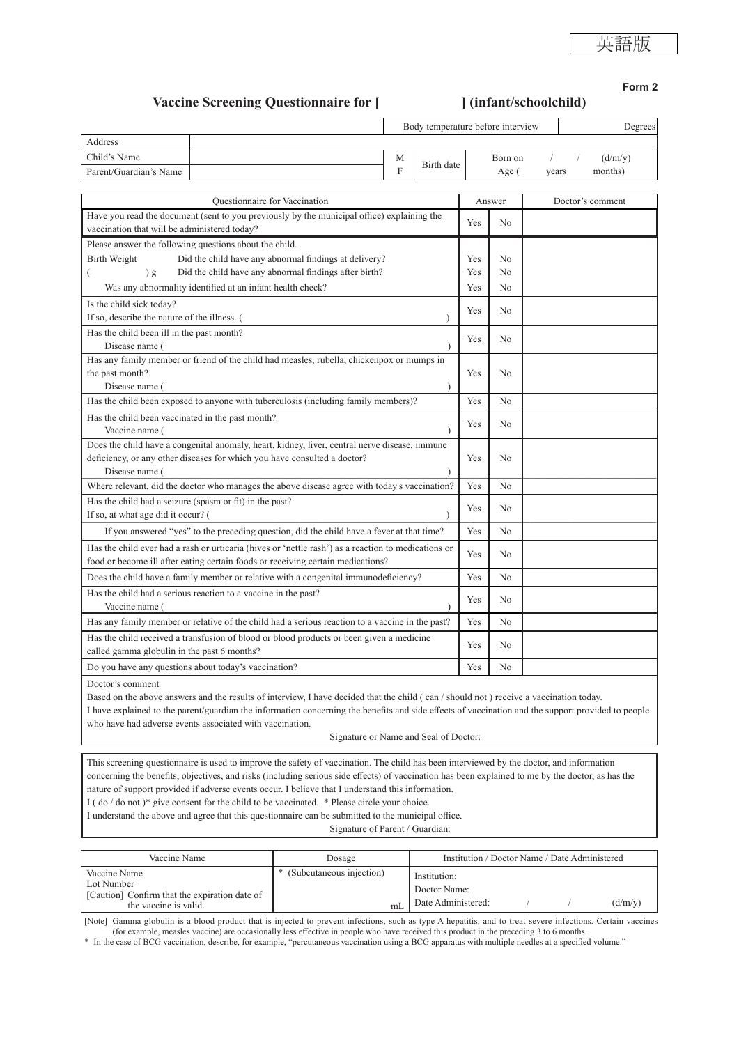英語版

**Form 2**

## Vaccine Screening Questionnaire for [                    ] (infant/schoolchild)

| | | | | Body temperature before interview | Degrees |
|---|---|---|---|---|---|
| Address | | | | | |
| Child's Name | | M | Birth date | Born on / / (d/m/y) | |
| Parent/Guardian's Name | | F | | Age ( years months) | |

| Questionnaire for Vaccination | Answer | | Doctor's comment |
|---|---|---|---|
| Have you read the document (sent to you previously by the municipal office) explaining the vaccination that will be administered today? | Yes | No | |
| Please answer the following questions about the child. | | | |
| Birth Weight ( ) g — Did the child have any abnormal findings at delivery? | Yes | No | |
| Did the child have any abnormal findings after birth? | Yes | No | |
| Was any abnormality identified at an infant health check? | Yes | No | |
| Is the child sick today? If so, describe the nature of the illness. ( ) | Yes | No | |
| Has the child been ill in the past month? Disease name ( ) | Yes | No | |
| Has any family member or friend of the child had measles, rubella, chickenpox or mumps in the past month? Disease name ( ) | Yes | No | |
| Has the child been exposed to anyone with tuberculosis (including family members)? | Yes | No | |
| Has the child been vaccinated in the past month? Vaccine name ( ) | Yes | No | |
| Does the child have a congenital anomaly, heart, kidney, liver, central nerve disease, immune deficiency, or any other diseases for which you have consulted a doctor? Disease name ( ) | Yes | No | |
| Where relevant, did the doctor who manages the above disease agree with today's vaccination? | Yes | No | |
| Has the child had a seizure (spasm or fit) in the past? If so, at what age did it occur? ( ) | Yes | No | |
| If you answered "yes" to the preceding question, did the child have a fever at that time? | Yes | No | |
| Has the child ever had a rash or urticaria (hives or 'nettle rash') as a reaction to medications or food or become ill after eating certain foods or receiving certain medications? | Yes | No | |
| Does the child have a family member or relative with a congenital immunodeficiency? | Yes | No | |
| Has the child had a serious reaction to a vaccine in the past? Vaccine name ( ) | Yes | No | |
| Has any family member or relative of the child had a serious reaction to a vaccine in the past? | Yes | No | |
| Has the child received a transfusion of blood or blood products or been given a medicine called gamma globulin in the past 6 months? | Yes | No | |
| Do you have any questions about today's vaccination? | Yes | No | |

Doctor's comment

Based on the above answers and the results of interview, I have decided that the child ( can / should not ) receive a vaccination today.

I have explained to the parent/guardian the information concerning the benefits and side effects of vaccination and the support provided to people who have had adverse events associated with vaccination.

Signature or Name and Seal of Doctor:

This screening questionnaire is used to improve the safety of vaccination. The child has been interviewed by the doctor, and information concerning the benefits, objectives, and risks (including serious side effects) of vaccination has been explained to me by the doctor, as has the nature of support provided if adverse events occur. I believe that I understand this information.

I ( do / do not )* give consent for the child to be vaccinated. * Please circle your choice.

I understand the above and agree that this questionnaire can be submitted to the municipal office.

Signature of Parent / Guardian:

| Vaccine Name | Dosage | Institution / Doctor Name / Date Administered |
|---|---|---|
| Vaccine Name<br>Lot Number<br>[Caution] Confirm that the expiration date of the vaccine is valid. | * (Subcutaneous injection)<br><br>mL | Institution:<br>Doctor Name:<br>Date Administered: / / (d/m/y) |

[Note] Gamma globulin is a blood product that is injected to prevent infections, such as type A hepatitis, and to treat severe infections. Certain vaccines (for example, measles vaccine) are occasionally less effective in people who have received this product in the preceding 3 to 6 months.

* In the case of BCG vaccination, describe, for example, "percutaneous vaccination using a BCG apparatus with multiple needles at a specified volume."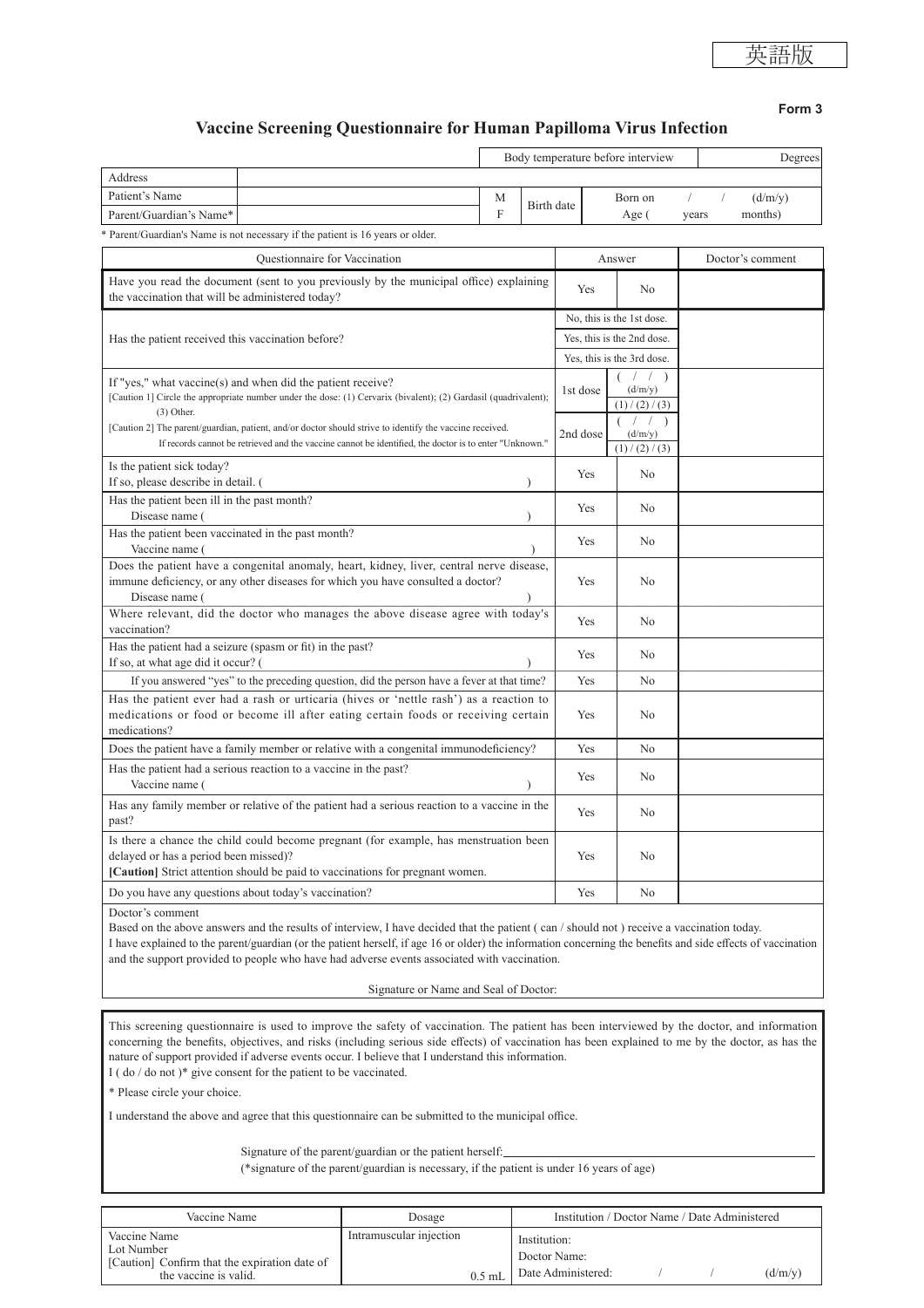英語版

**Form 3**

# Vaccine Screening Questionnaire for Human Papilloma Virus Infection

| | | | | Body temperature before interview | | Degrees |
|---|---|---|---|---|---|---|
| Address | | | | | | |
| Patient's Name | | M | Birth date | Born on / / (d/m/y) | | |
| Parent/Guardian's Name* | | F | | Age ( years months) | | |

\* Parent/Guardian's Name is not necessary if the patient is 16 years or older.

| Questionnaire for Vaccination | Answer | | Doctor's comment |
|---|---|---|---|
| Have you read the document (sent to you previously by the municipal office) explaining the vaccination that will be administered today? | Yes | No | |
| Has the patient received this vaccination before? | No, this is the 1st dose. | | |
| | Yes, this is the 2nd dose. | | |
| | Yes, this is the 3rd dose. | | |
| If "yes," what vaccine(s) and when did the patient receive? [Caution 1] Circle the appropriate number under the dose: (1) Cervarix (bivalent); (2) Gardasil (quadrivalent); (3) Other. [Caution 2] The parent/guardian, patient, and/or doctor should strive to identify the vaccine received. If records cannot be retrieved and the vaccine cannot be identified, the doctor is to enter "Unknown." | 1st dose | ( / / ) (d/m/y) (1) / (2) / (3) | |
| | 2nd dose | ( / / ) (d/m/y) (1) / (2) / (3) | |
| Is the patient sick today? If so, please describe in detail. ( ) | Yes | No | |
| Has the patient been ill in the past month? Disease name ( ) | Yes | No | |
| Has the patient been vaccinated in the past month? Vaccine name ( ) | Yes | No | |
| Does the patient have a congenital anomaly, heart, kidney, liver, central nerve disease, immune deficiency, or any other diseases for which you have consulted a doctor? Disease name ( ) | Yes | No | |
| Where relevant, did the doctor who manages the above disease agree with today's vaccination? | Yes | No | |
| Has the patient had a seizure (spasm or fit) in the past? If so, at what age did it occur? ( ) | Yes | No | |
| If you answered "yes" to the preceding question, did the person have a fever at that time? | Yes | No | |
| Has the patient ever had a rash or urticaria (hives or 'nettle rash') as a reaction to medications or food or become ill after eating certain foods or receiving certain medications? | Yes | No | |
| Does the patient have a family member or relative with a congenital immunodeficiency? | Yes | No | |
| Has the patient had a serious reaction to a vaccine in the past? Vaccine name ( ) | Yes | No | |
| Has any family member or relative of the patient had a serious reaction to a vaccine in the past? | Yes | No | |
| Is there a chance the child could become pregnant (for example, has menstruation been delayed or has a period been missed)? **[Caution]** Strict attention should be paid to vaccinations for pregnant women. | Yes | No | |
| Do you have any questions about today's vaccination? | Yes | No | |

Doctor's comment

Based on the above answers and the results of interview, I have decided that the patient ( can / should not ) receive a vaccination today.

I have explained to the parent/guardian (or the patient herself, if age 16 or older) the information concerning the benefits and side effects of vaccination and the support provided to people who have had adverse events associated with vaccination.

Signature or Name and Seal of Doctor:

This screening questionnaire is used to improve the safety of vaccination. The patient has been interviewed by the doctor, and information concerning the benefits, objectives, and risks (including serious side effects) of vaccination has been explained to me by the doctor, as has the nature of support provided if adverse events occur. I believe that I understand this information.

I ( do / do not )* give consent for the patient to be vaccinated.

\* Please circle your choice.

I understand the above and agree that this questionnaire can be submitted to the municipal office.

Signature of the parent/guardian or the patient herself: ______________________

(*signature of the parent/guardian is necessary, if the patient is under 16 years of age)

| Vaccine Name | Dosage | Institution / Doctor Name / Date Administered |
|---|---|---|
| Vaccine Name<br>Lot Number<br>[Caution] Confirm that the expiration date of the vaccine is valid. | Intramuscular injection<br>0.5 mL | Institution:<br>Doctor Name:<br>Date Administered: / / (d/m/y) |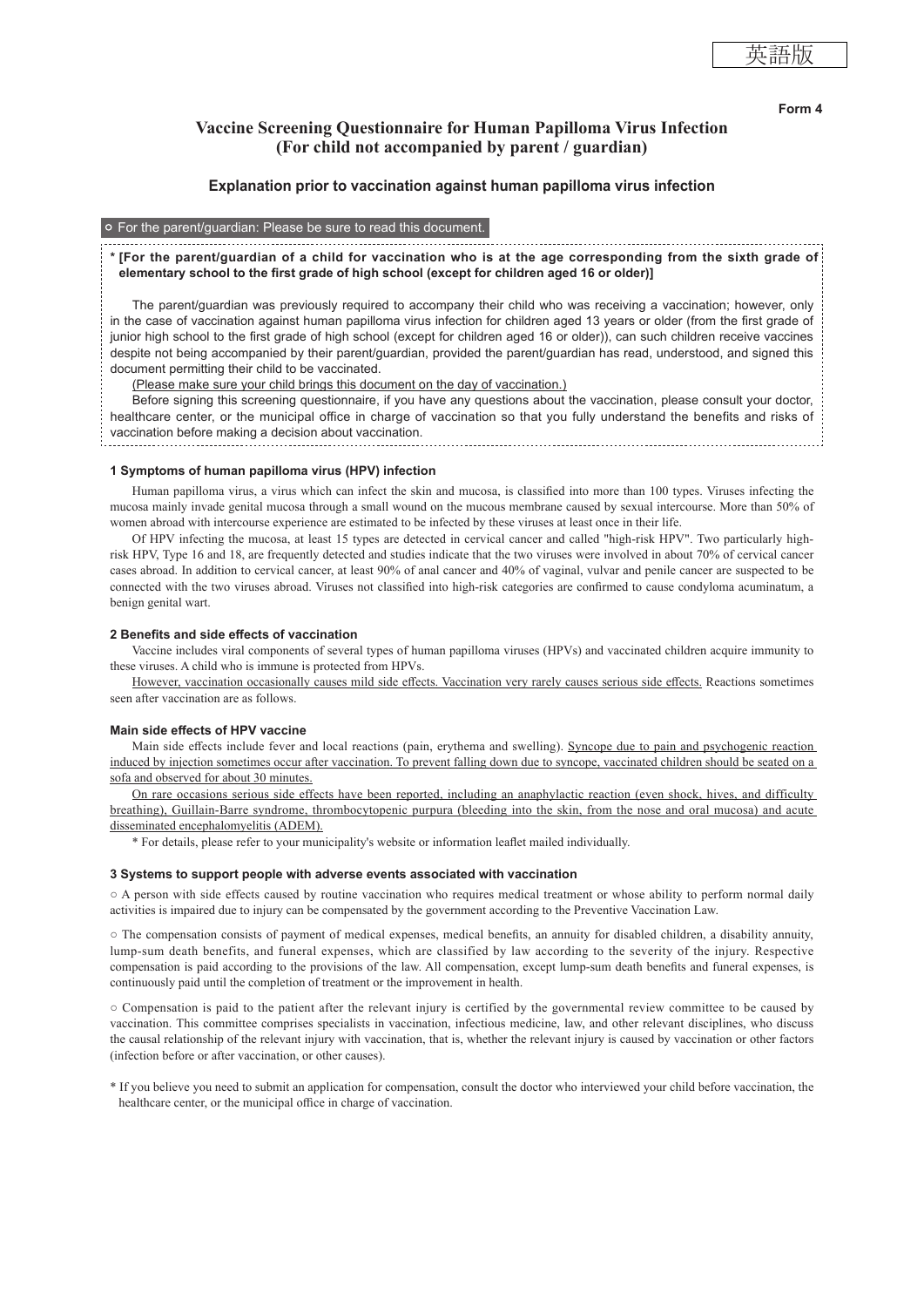英語版

**Form 4**

# Vaccine Screening Questionnaire for Human Papilloma Virus Infection (For child not accompanied by parent / guardian)

## Explanation prior to vaccination against human papilloma virus infection

○ For the parent/guardian: Please be sure to read this document.

**\* [For the parent/guardian of a child for vaccination who is at the age corresponding from the sixth grade of elementary school to the first grade of high school (except for children aged 16 or older)]**

The parent/guardian was previously required to accompany their child who was receiving a vaccination; however, only in the case of vaccination against human papilloma virus infection for children aged 13 years or older (from the first grade of junior high school to the first grade of high school (except for children aged 16 or older)), can such children receive vaccines despite not being accompanied by their parent/guardian, provided the parent/guardian has read, understood, and signed this document permitting their child to be vaccinated.

(Please make sure your child brings this document on the day of vaccination.)

Before signing this screening questionnaire, if you have any questions about the vaccination, please consult your doctor, healthcare center, or the municipal office in charge of vaccination so that you fully understand the benefits and risks of vaccination before making a decision about vaccination.

### 1 Symptoms of human papilloma virus (HPV) infection

Human papilloma virus, a virus which can infect the skin and mucosa, is classified into more than 100 types. Viruses infecting the mucosa mainly invade genital mucosa through a small wound on the mucous membrane caused by sexual intercourse. More than 50% of women abroad with intercourse experience are estimated to be infected by these viruses at least once in their life.

Of HPV infecting the mucosa, at least 15 types are detected in cervical cancer and called "high-risk HPV". Two particularly high-risk HPV, Type 16 and 18, are frequently detected and studies indicate that the two viruses were involved in about 70% of cervical cancer cases abroad. In addition to cervical cancer, at least 90% of anal cancer and 40% of vaginal, vulvar and penile cancer are suspected to be connected with the two viruses abroad. Viruses not classified into high-risk categories are confirmed to cause condyloma acuminatum, a benign genital wart.

### 2 Benefits and side effects of vaccination

Vaccine includes viral components of several types of human papilloma viruses (HPVs) and vaccinated children acquire immunity to these viruses. A child who is immune is protected from HPVs.

However, vaccination occasionally causes mild side effects. Vaccination very rarely causes serious side effects. Reactions sometimes seen after vaccination are as follows.

#### Main side effects of HPV vaccine

Main side effects include fever and local reactions (pain, erythema and swelling). Syncope due to pain and psychogenic reaction induced by injection sometimes occur after vaccination. To prevent falling down due to syncope, vaccinated children should be seated on a sofa and observed for about 30 minutes.

On rare occasions serious side effects have been reported, including an anaphylactic reaction (even shock, hives, and difficulty breathing), Guillain-Barre syndrome, thrombocytopenic purpura (bleeding into the skin, from the nose and oral mucosa) and acute disseminated encephalomyelitis (ADEM).

\* For details, please refer to your municipality's website or information leaflet mailed individually.

### 3 Systems to support people with adverse events associated with vaccination

○ A person with side effects caused by routine vaccination who requires medical treatment or whose ability to perform normal daily activities is impaired due to injury can be compensated by the government according to the Preventive Vaccination Law.

○ The compensation consists of payment of medical expenses, medical benefits, an annuity for disabled children, a disability annuity, lump-sum death benefits, and funeral expenses, which are classified by law according to the severity of the injury. Respective compensation is paid according to the provisions of the law. All compensation, except lump-sum death benefits and funeral expenses, is continuously paid until the completion of treatment or the improvement in health.

○ Compensation is paid to the patient after the relevant injury is certified by the governmental review committee to be caused by vaccination. This committee comprises specialists in vaccination, infectious medicine, law, and other relevant disciplines, who discuss the causal relationship of the relevant injury with vaccination, that is, whether the relevant injury is caused by vaccination or other factors (infection before or after vaccination, or other causes).

\* If you believe you need to submit an application for compensation, consult the doctor who interviewed your child before vaccination, the healthcare center, or the municipal office in charge of vaccination.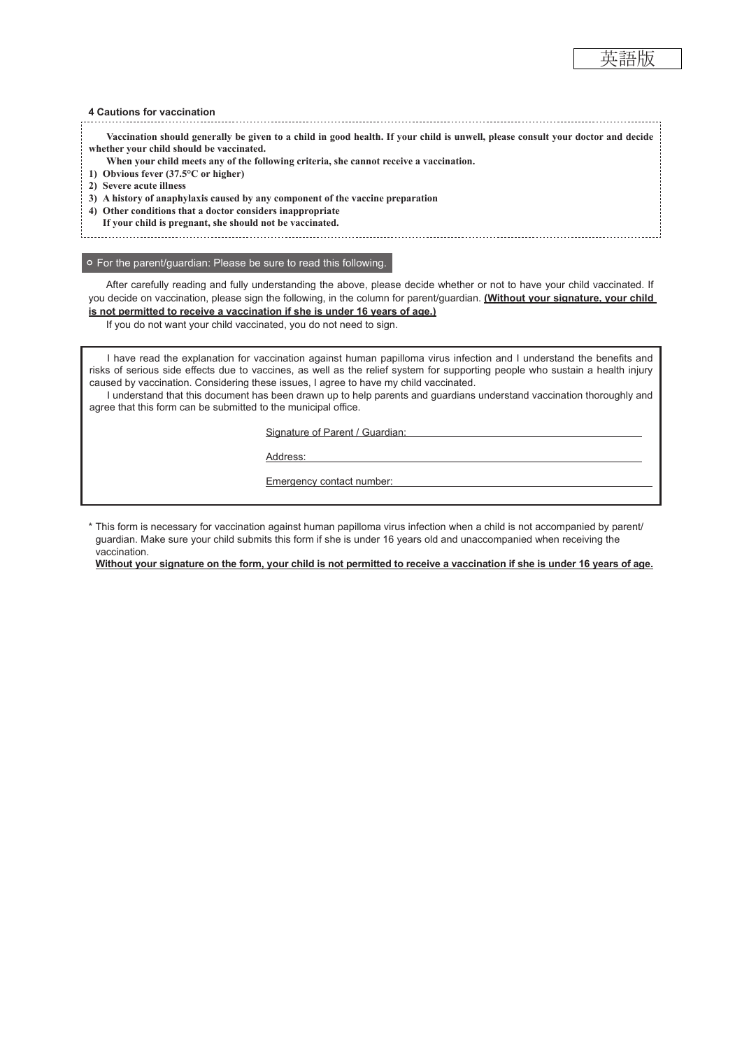英語版

### 4 Cautions for vaccination

**Vaccination should generally be given to a child in good health. If your child is unwell, please consult your doctor and decide whether your child should be vaccinated.**

**When your child meets any of the following criteria, she cannot receive a vaccination.**

1) **Obvious fever (37.5°C or higher)**
2) **Severe acute illness**
3) **A history of anaphylaxis caused by any component of the vaccine preparation**
4) **Other conditions that a doctor considers inappropriate**

**If your child is pregnant, she should not be vaccinated.**

○ For the parent/guardian: Please be sure to read this following.

After carefully reading and fully understanding the above, please decide whether or not to have your child vaccinated. If you decide on vaccination, please sign the following, in the column for parent/guardian. **(Without your signature, your child is not permitted to receive a vaccination if she is under 16 years of age.)**

If you do not want your child vaccinated, you do not need to sign.

I have read the explanation for vaccination against human papilloma virus infection and I understand the benefits and risks of serious side effects due to vaccines, as well as the relief system for supporting people who sustain a health injury caused by vaccination. Considering these issues, I agree to have my child vaccinated.

I understand that this document has been drawn up to help parents and guardians understand vaccination thoroughly and agree that this form can be submitted to the municipal office.

Signature of Parent / Guardian: ______________________________

Address: ______________________________

Emergency contact number: ______________________________

\* This form is necessary for vaccination against human papilloma virus infection when a child is not accompanied by parent/ guardian. Make sure your child submits this form if she is under 16 years old and unaccompanied when receiving the vaccination.

**Without your signature on the form, your child is not permitted to receive a vaccination if she is under 16 years of age.**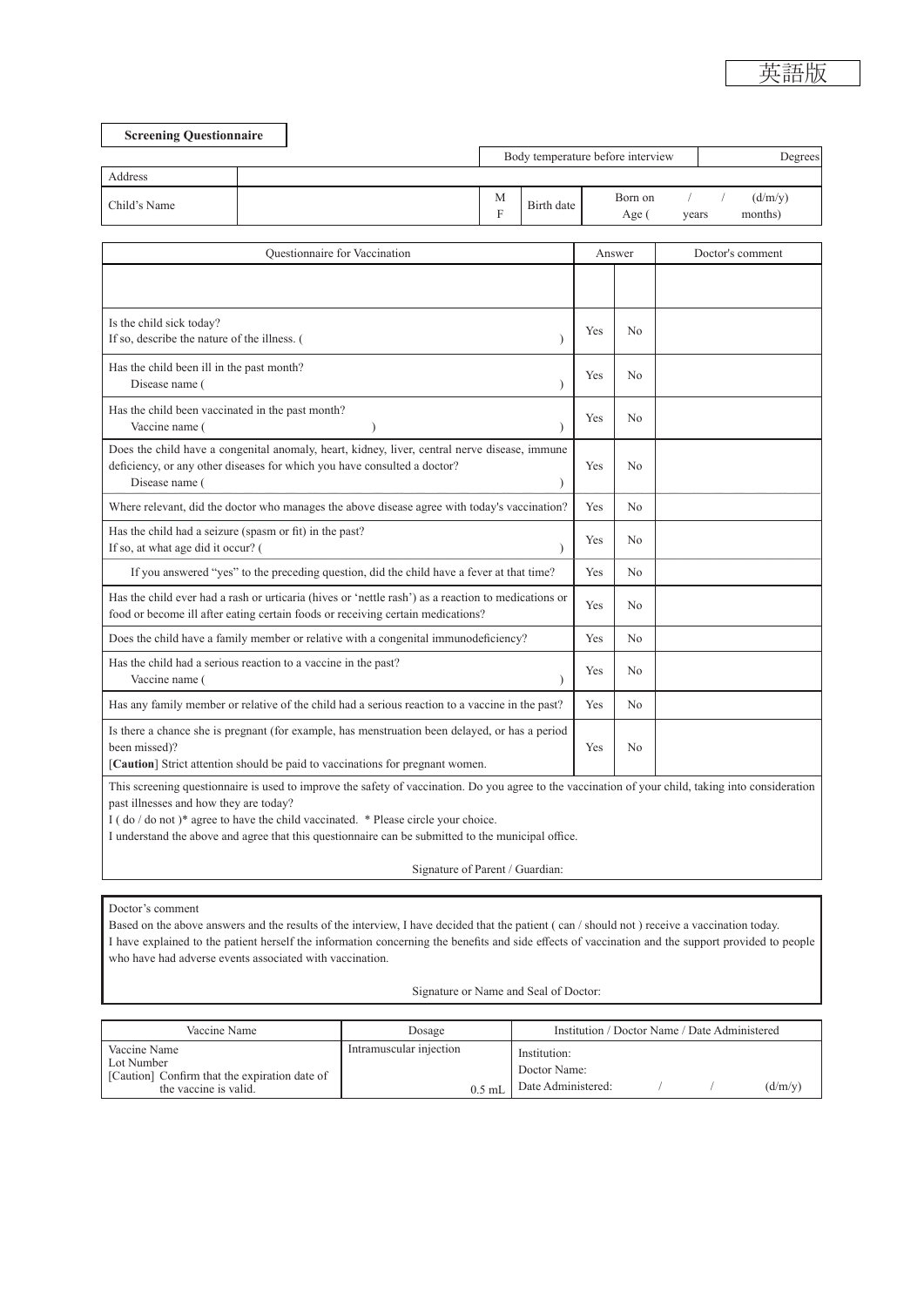英語版

**Screening Questionnaire**

| | | | | |
|---|---|---|---|---|
| | | Body temperature before interview | | Degrees |
| Address | | | | |
| Child's Name | | M F | Birth date | Born on / / (d/m/y) Age ( years months) |

| Questionnaire for Vaccination | Answer | | Doctor's comment |
|---|---|---|---|
| | | | |
| Is the child sick today? If so, describe the nature of the illness. ( ) | Yes | No | |
| Has the child been ill in the past month? Disease name ( ) | Yes | No | |
| Has the child been vaccinated in the past month? Vaccine name ( ) ( ) | Yes | No | |
| Does the child have a congenital anomaly, heart, kidney, liver, central nerve disease, immune deficiency, or any other diseases for which you have consulted a doctor? Disease name ( ) | Yes | No | |
| Where relevant, did the doctor who manages the above disease agree with today's vaccination? | Yes | No | |
| Has the child had a seizure (spasm or fit) in the past? If so, at what age did it occur? ( ) | Yes | No | |
| If you answered "yes" to the preceding question, did the child have a fever at that time? | Yes | No | |
| Has the child ever had a rash or urticaria (hives or 'nettle rash') as a reaction to medications or food or become ill after eating certain foods or receiving certain medications? | Yes | No | |
| Does the child have a family member or relative with a congenital immunodeficiency? | Yes | No | |
| Has the child had a serious reaction to a vaccine in the past? Vaccine name ( ) | Yes | No | |
| Has any family member or relative of the child had a serious reaction to a vaccine in the past? | Yes | No | |
| Is there a chance she is pregnant (for example, has menstruation been delayed, or has a period been missed)? [**Caution**] Strict attention should be paid to vaccinations for pregnant women. | Yes | No | |

This screening questionnaire is used to improve the safety of vaccination. Do you agree to the vaccination of your child, taking into consideration past illnesses and how they are today?

I ( do / do not )* agree to have the child vaccinated. * Please circle your choice.

I understand the above and agree that this questionnaire can be submitted to the municipal office.

Signature of Parent / Guardian:

Doctor's comment

Based on the above answers and the results of the interview, I have decided that the patient ( can / should not ) receive a vaccination today.

I have explained to the patient herself the information concerning the benefits and side effects of vaccination and the support provided to people who have had adverse events associated with vaccination.

Signature or Name and Seal of Doctor:

| Vaccine Name | Dosage | Institution / Doctor Name / Date Administered |
|---|---|---|
| Vaccine Name<br>Lot Number<br>[Caution] Confirm that the expiration date of the vaccine is valid. | Intramuscular injection<br>0.5 mL | Institution:<br>Doctor Name:<br>Date Administered: / / (d/m/y) |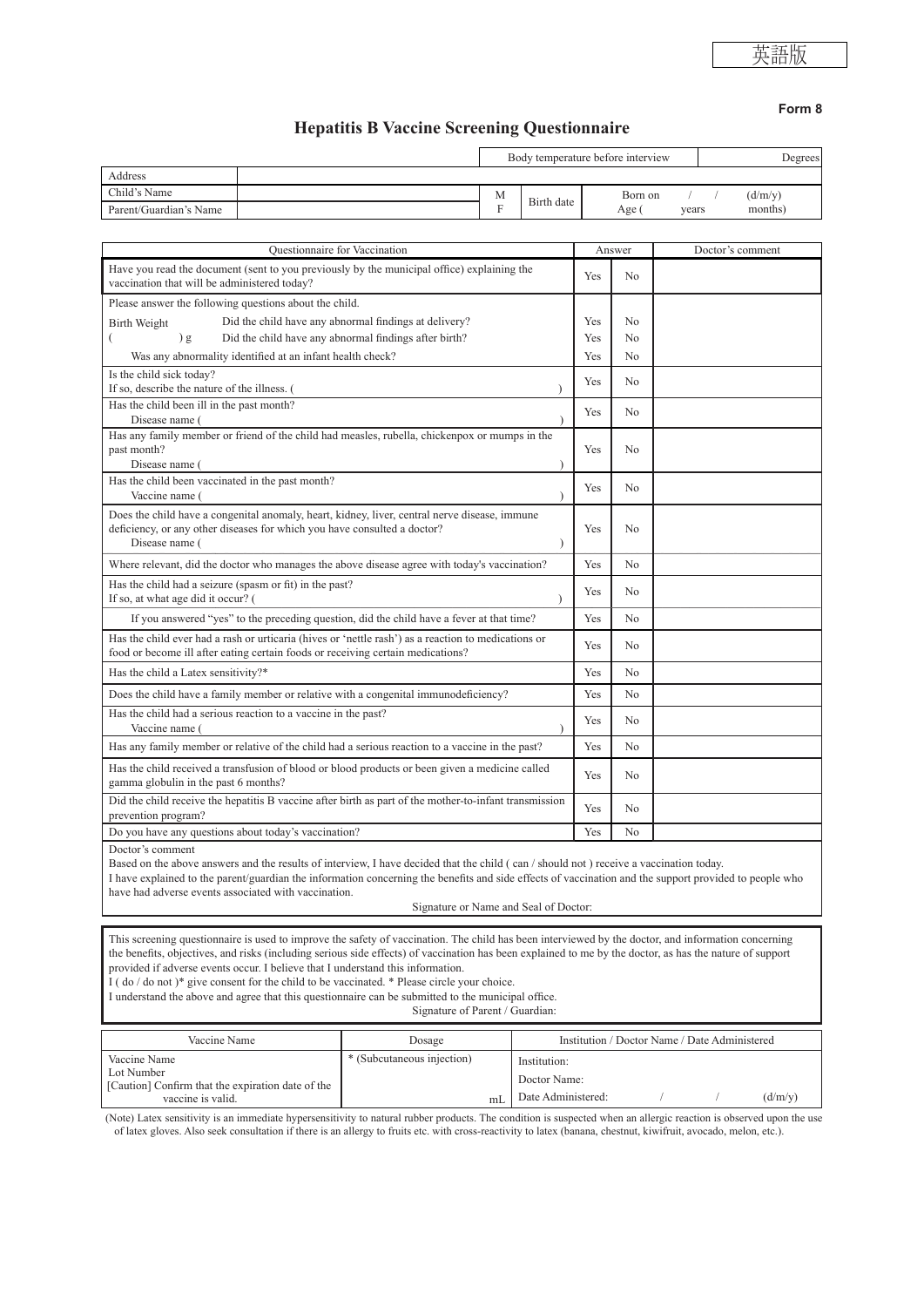英語版

**Form 8**

# Hepatitis B Vaccine Screening Questionnaire

| | | | | Body temperature before interview | Degrees |
|---|---|---|---|---|---|
| Address | | | | | |
| Child's Name | | M | Birth date | Born on / / | (d/m/y) |
| Parent/Guardian's Name | | F | | Age ( years | months) |

| Questionnaire for Vaccination | Answer | | Doctor's comment |
|---|---|---|---|
| Have you read the document (sent to you previously by the municipal office) explaining the vaccination that will be administered today? | Yes | No | |
| Please answer the following questions about the child. | | | |
| Birth Weight ( ) g — Did the child have any abnormal findings at delivery? | Yes | No | |
| Did the child have any abnormal findings after birth? | Yes | No | |
| Was any abnormality identified at an infant health check? | Yes | No | |
| Is the child sick today? If so, describe the nature of the illness. ( ) | Yes | No | |
| Has the child been ill in the past month? Disease name ( ) | Yes | No | |
| Has any family member or friend of the child had measles, rubella, chickenpox or mumps in the past month? Disease name ( ) | Yes | No | |
| Has the child been vaccinated in the past month? Vaccine name ( ) | Yes | No | |
| Does the child have a congenital anomaly, heart, kidney, liver, central nerve disease, immune deficiency, or any other diseases for which you have consulted a doctor? Disease name ( ) | Yes | No | |
| Where relevant, did the doctor who manages the above disease agree with today's vaccination? | Yes | No | |
| Has the child had a seizure (spasm or fit) in the past? If so, at what age did it occur? ( ) | Yes | No | |
| If you answered "yes" to the preceding question, did the child have a fever at that time? | Yes | No | |
| Has the child ever had a rash or urticaria (hives or 'nettle rash') as a reaction to medications or food or become ill after eating certain foods or receiving certain medications? | Yes | No | |
| Has the child a Latex sensitivity?* | Yes | No | |
| Does the child have a family member or relative with a congenital immunodeficiency? | Yes | No | |
| Has the child had a serious reaction to a vaccine in the past? Vaccine name ( ) | Yes | No | |
| Has any family member or relative of the child had a serious reaction to a vaccine in the past? | Yes | No | |
| Has the child received a transfusion of blood or blood products or been given a medicine called gamma globulin in the past 6 months? | Yes | No | |
| Did the child receive the hepatitis B vaccine after birth as part of the mother-to-infant transmission prevention program? | Yes | No | |
| Do you have any questions about today's vaccination? | Yes | No | |

Doctor's comment

Based on the above answers and the results of interview, I have decided that the child ( can / should not ) receive a vaccination today.

I have explained to the parent/guardian the information concerning the benefits and side effects of vaccination and the support provided to people who have had adverse events associated with vaccination.

Signature or Name and Seal of Doctor:

This screening questionnaire is used to improve the safety of vaccination. The child has been interviewed by the doctor, and information concerning the benefits, objectives, and risks (including serious side effects) of vaccination has been explained to me by the doctor, as has the nature of support provided if adverse events occur. I believe that I understand this information.

I ( do / do not )* give consent for the child to be vaccinated. * Please circle your choice.

I understand the above and agree that this questionnaire can be submitted to the municipal office.

Signature of Parent / Guardian:

| Vaccine Name | Dosage | Institution / Doctor Name / Date Administered |
|---|---|---|
| Vaccine Name<br>Lot Number<br>[Caution] Confirm that the expiration date of the vaccine is valid. | * (Subcutaneous injection)<br><br>mL | Institution:<br>Doctor Name:<br>Date Administered: / / (d/m/y) |

(Note) Latex sensitivity is an immediate hypersensitivity to natural rubber products. The condition is suspected when an allergic reaction is observed upon the use of latex gloves. Also seek consultation if there is an allergy to fruits etc. with cross-reactivity to latex (banana, chestnut, kiwifruit, avocado, melon, etc.).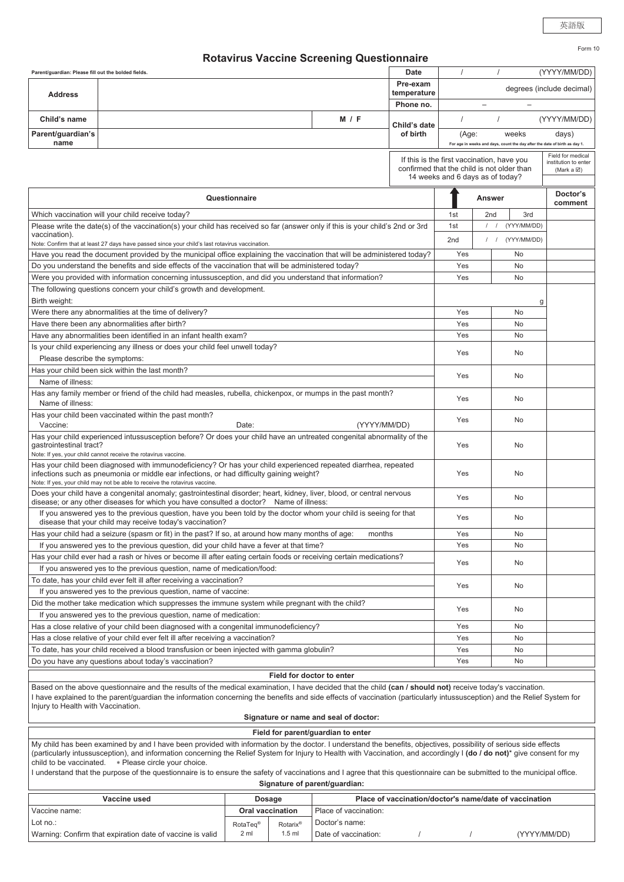英語版

Form 10

# Rotavirus Vaccine Screening Questionnaire

**Parent/guardian: Please fill out the bolded fields.**

| | | | | |
|---|---|---|---|---|
| **Address** | | | **Date** | / / (YYYY/MM/DD) |
| | | | **Pre-exam temperature** | degrees (include decimal) |
| | | | **Phone no.** | – – |
| **Child's name** | | **M / F** | **Child's date of birth** | / / (YYYY/MM/DD) |
| **Parent/guardian's name** | | | | (Age: weeks days) For age in weeks and days, count the day after the date of birth as day 1. |

| | |
|---|---|
| If this is the first vaccination, have you confirmed that the child is not older than 14 weeks and 6 days as of today? | Field for medical institution to enter (Mark a ☑) |

| Questionnaire | Answer | | | Doctor's comment |
|---|---|---|---|---|
| Which vaccination will your child receive today? | 1st | 2nd | 3rd | |
| Please write the date(s) of the vaccination(s) your child has received so far (answer only if this is your child's 2nd or 3rd vaccination).<br>Note: Confirm that at least 27 days have passed since your child's last rotavirus vaccination. | 1st | / / (YYYY/MM/DD) | | |
| | 2nd | / / (YYYY/MM/DD) | | |
| Have you read the document provided by the municipal office explaining the vaccination that will be administered today? | Yes | | No | |
| Do you understand the benefits and side effects of the vaccination that will be administered today? | Yes | | No | |
| Were you provided with information concerning intussusception, and did you understand that information? | Yes | | No | |
| The following questions concern your child's growth and development.<br>Birth weight: | g | | | |
| Were there any abnormalities at the time of delivery? | Yes | | No | |
| Have there been any abnormalities after birth? | Yes | | No | |
| Have any abnormalities been identified in an infant health exam? | Yes | | No | |
| Is your child experiencing any illness or does your child feel unwell today?<br>Please describe the symptoms: | Yes | | No | |
| Has your child been sick within the last month?<br>Name of illness: | Yes | | No | |
| Has any family member or friend of the child had measles, rubella, chickenpox, or mumps in the past month?<br>Name of illness: | Yes | | No | |
| Has your child been vaccinated within the past month?<br>Vaccine: Date: (YYYY/MM/DD) | Yes | | No | |
| Has your child experienced intussusception before? Or does your child have an untreated congenital abnormality of the gastrointestinal tract?<br>Note: If yes, your child cannot receive the rotavirus vaccine. | Yes | | No | |
| Has your child been diagnosed with immunodeficiency? Or has your child experienced repeated diarrhea, repeated infections such as pneumonia or middle ear infections, or had difficulty gaining weight?<br>Note: If yes, your child may not be able to receive the rotavirus vaccine. | Yes | | No | |
| Does your child have a congenital anomaly; gastrointestinal disorder; heart, kidney, liver, blood, or central nervous disease; or any other diseases for which you have consulted a doctor? Name of illness: | Yes | | No | |
| If you answered yes to the previous question, have you been told by the doctor whom your child is seeing for that disease that your child may receive today's vaccination? | Yes | | No | |
| Has your child had a seizure (spasm or fit) in the past? If so, at around how many months of age: months | Yes | | No | |
| If you answered yes to the previous question, did your child have a fever at that time? | Yes | | No | |
| Has your child ever had a rash or hives or become ill after eating certain foods or receiving certain medications?<br>If you answered yes to the previous question, name of medication/food: | Yes | | No | |
| To date, has your child ever felt ill after receiving a vaccination?<br>If you answered yes to the previous question, name of vaccine: | Yes | | No | |
| Did the mother take medication which suppresses the immune system while pregnant with the child?<br>If you answered yes to the previous question, name of medication: | Yes | | No | |
| Has a close relative of your child been diagnosed with a congenital immunodeficiency? | Yes | | No | |
| Has a close relative of your child ever felt ill after receiving a vaccination? | Yes | | No | |
| To date, has your child received a blood transfusion or been injected with gamma globulin? | Yes | | No | |
| Do you have any questions about today's vaccination? | Yes | | No | |

**Field for doctor to enter**

Based on the above questionnaire and the results of the medical examination, I have decided that the child **(can / should not)** receive today's vaccination.
I have explained to the parent/guardian the information concerning the benefits and side effects of vaccination (particularly intussusception) and the Relief System for Injury to Health with Vaccination.

**Signature or name and seal of doctor:**

**Field for parent/guardian to enter**

My child has been examined by and I have been provided with information by the doctor. I understand the benefits, objectives, possibility of serious side effects (particularly intussusception), and information concerning the Relief System for Injury to Health with Vaccination, and accordingly I **(do / do not)*** give consent for my child to be vaccinated. * Please circle your choice.
I understand that the purpose of the questionnaire is to ensure the safety of vaccinations and I agree that this questionnaire can be submitted to the municipal office.

**Signature of parent/guardian:**

| Vaccine used | Dosage | | Place of vaccination/doctor's name/date of vaccination |
|---|---|---|---|
| Vaccine name: | **Oral vaccination** | | Place of vaccination: |
| Lot no.: | RotaTeq® 2 ml | Rotarix® 1.5 ml | Doctor's name: |
| Warning: Confirm that expiration date of vaccine is valid | | | Date of vaccination: / / (YYYY/MM/DD) |